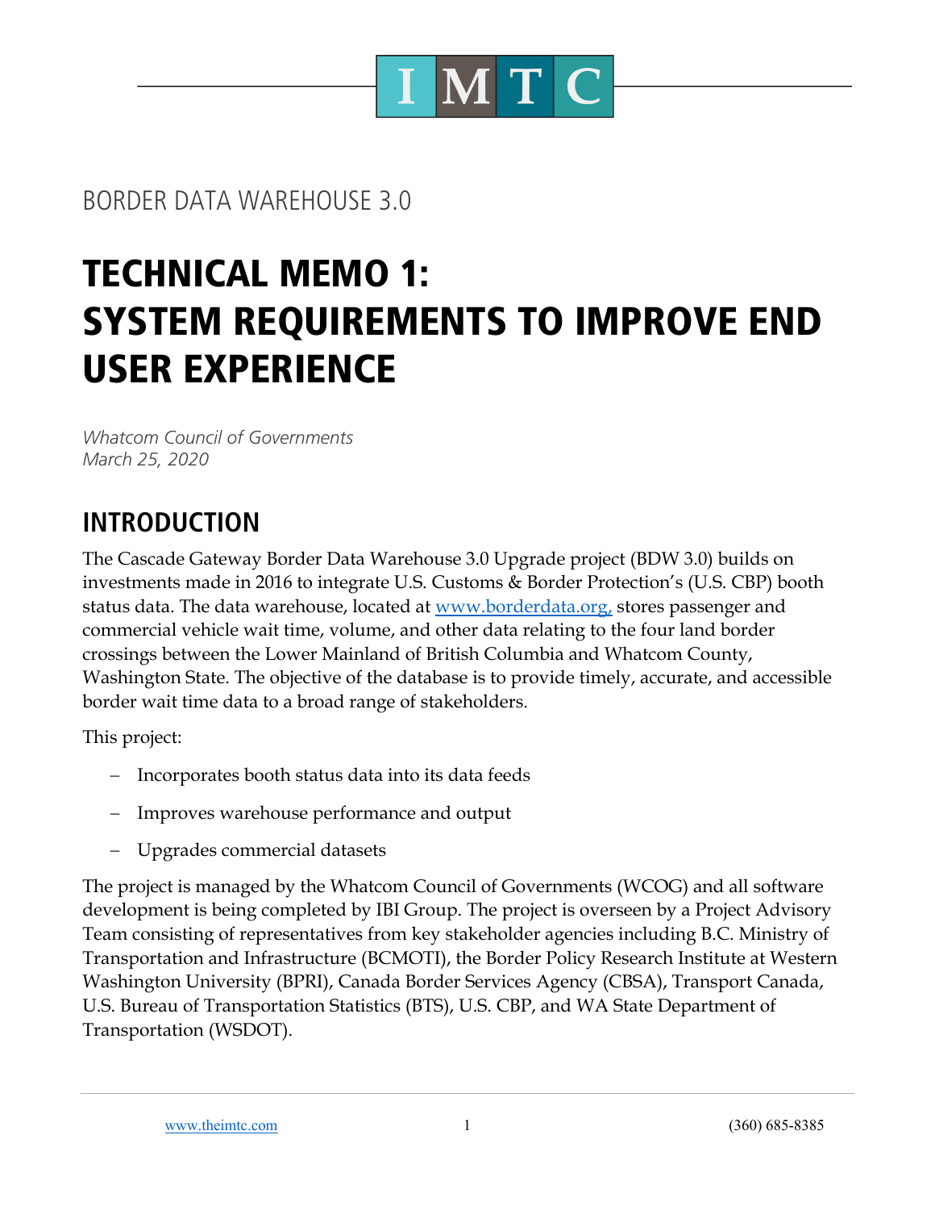BORDER DATA WAREHOUSE 3.0

# TECHNICAL MEMO 1: SYSTEM REQUIREMENTS TO IMPROVE END USER EXPERIENCE

*Whatcom Council of Governments*
*March 25, 2020*

## INTRODUCTION

The Cascade Gateway Border Data Warehouse 3.0 Upgrade project (BDW 3.0) builds on investments made in 2016 to integrate U.S. Customs & Border Protection's (U.S. CBP) booth status data. The data warehouse, located at [www.borderdata.org,](http://www.borderdata.org) stores passenger and commercial vehicle wait time, volume, and other data relating to the four land border crossings between the Lower Mainland of British Columbia and Whatcom County, Washington State. The objective of the database is to provide timely, accurate, and accessible border wait time data to a broad range of stakeholders.

This project:

- Incorporates booth status data into its data feeds
- Improves warehouse performance and output
- Upgrades commercial datasets

The project is managed by the Whatcom Council of Governments (WCOG) and all software development is being completed by IBI Group. The project is overseen by a Project Advisory Team consisting of representatives from key stakeholder agencies including B.C. Ministry of Transportation and Infrastructure (BCMOTI), the Border Policy Research Institute at Western Washington University (BPRI), Canada Border Services Agency (CBSA), Transport Canada, U.S. Bureau of Transportation Statistics (BTS), U.S. CBP, and WA State Department of Transportation (WSDOT).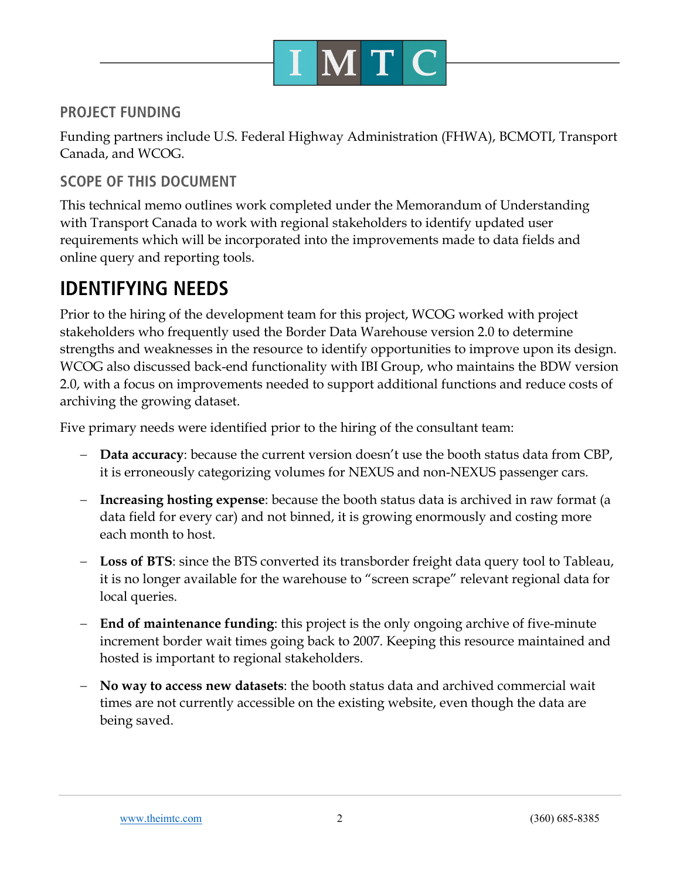## PROJECT FUNDING

Funding partners include U.S. Federal Highway Administration (FHWA), BCMOTI, Transport Canada, and WCOG.

## SCOPE OF THIS DOCUMENT

This technical memo outlines work completed under the Memorandum of Understanding with Transport Canada to work with regional stakeholders to identify updated user requirements which will be incorporated into the improvements made to data fields and online query and reporting tools.

# IDENTIFYING NEEDS

Prior to the hiring of the development team for this project, WCOG worked with project stakeholders who frequently used the Border Data Warehouse version 2.0 to determine strengths and weaknesses in the resource to identify opportunities to improve upon its design. WCOG also discussed back-end functionality with IBI Group, who maintains the BDW version 2.0, with a focus on improvements needed to support additional functions and reduce costs of archiving the growing dataset.

Five primary needs were identified prior to the hiring of the consultant team:

- **Data accuracy**: because the current version doesn't use the booth status data from CBP, it is erroneously categorizing volumes for NEXUS and non-NEXUS passenger cars.
- **Increasing hosting expense**: because the booth status data is archived in raw format (a data field for every car) and not binned, it is growing enormously and costing more each month to host.
- **Loss of BTS**: since the BTS converted its transborder freight data query tool to Tableau, it is no longer available for the warehouse to "screen scrape" relevant regional data for local queries.
- **End of maintenance funding**: this project is the only ongoing archive of five-minute increment border wait times going back to 2007. Keeping this resource maintained and hosted is important to regional stakeholders.
- **No way to access new datasets**: the booth status data and archived commercial wait times are not currently accessible on the existing website, even though the data are being saved.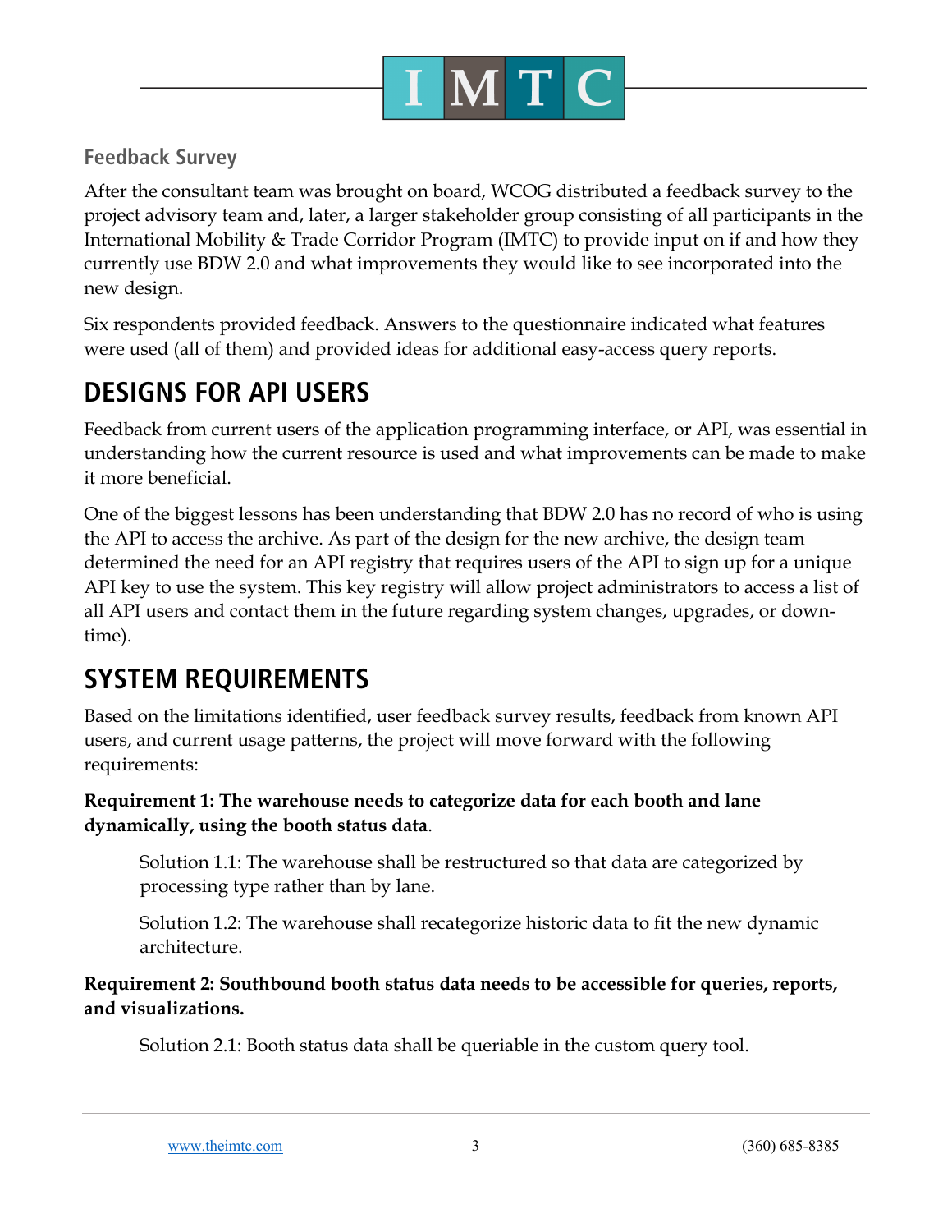### Feedback Survey

After the consultant team was brought on board, WCOG distributed a feedback survey to the project advisory team and, later, a larger stakeholder group consisting of all participants in the International Mobility & Trade Corridor Program (IMTC) to provide input on if and how they currently use BDW 2.0 and what improvements they would like to see incorporated into the new design.

Six respondents provided feedback. Answers to the questionnaire indicated what features were used (all of them) and provided ideas for additional easy-access query reports.

## DESIGNS FOR API USERS

Feedback from current users of the application programming interface, or API, was essential in understanding how the current resource is used and what improvements can be made to make it more beneficial.

One of the biggest lessons has been understanding that BDW 2.0 has no record of who is using the API to access the archive. As part of the design for the new archive, the design team determined the need for an API registry that requires users of the API to sign up for a unique API key to use the system. This key registry will allow project administrators to access a list of all API users and contact them in the future regarding system changes, upgrades, or down-time).

## SYSTEM REQUIREMENTS

Based on the limitations identified, user feedback survey results, feedback from known API users, and current usage patterns, the project will move forward with the following requirements:

**Requirement 1: The warehouse needs to categorize data for each booth and lane dynamically, using the booth status data**.

> Solution 1.1: The warehouse shall be restructured so that data are categorized by processing type rather than by lane.
>
> Solution 1.2: The warehouse shall recategorize historic data to fit the new dynamic architecture.

**Requirement 2: Southbound booth status data needs to be accessible for queries, reports, and visualizations.**

> Solution 2.1: Booth status data shall be queriable in the custom query tool.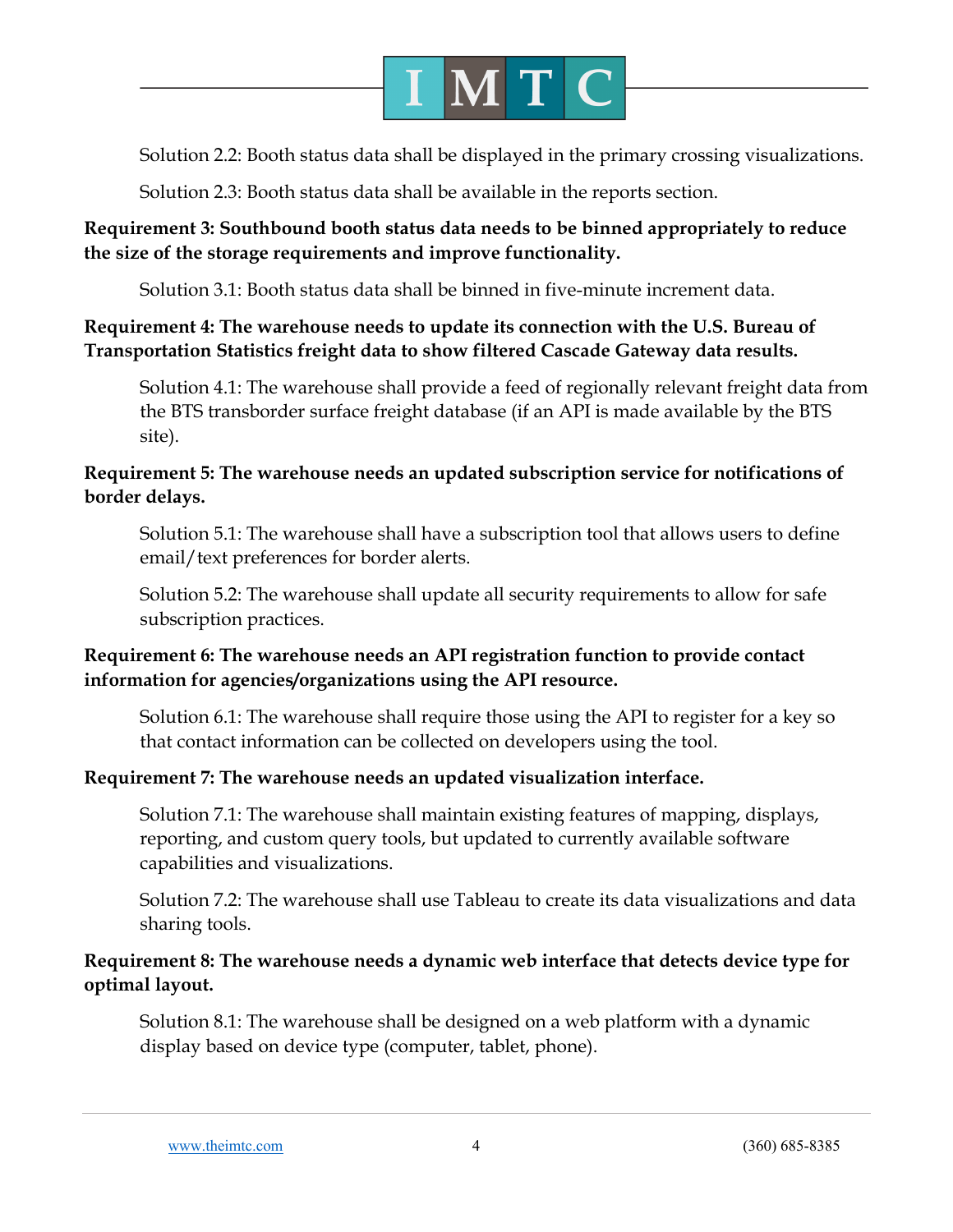Solution 2.2: Booth status data shall be displayed in the primary crossing visualizations.

Solution 2.3: Booth status data shall be available in the reports section.

**Requirement 3: Southbound booth status data needs to be binned appropriately to reduce the size of the storage requirements and improve functionality.**

Solution 3.1: Booth status data shall be binned in five-minute increment data.

**Requirement 4: The warehouse needs to update its connection with the U.S. Bureau of Transportation Statistics freight data to show filtered Cascade Gateway data results.**

Solution 4.1: The warehouse shall provide a feed of regionally relevant freight data from the BTS transborder surface freight database (if an API is made available by the BTS site).

**Requirement 5: The warehouse needs an updated subscription service for notifications of border delays.**

Solution 5.1: The warehouse shall have a subscription tool that allows users to define email/text preferences for border alerts.

Solution 5.2: The warehouse shall update all security requirements to allow for safe subscription practices.

**Requirement 6: The warehouse needs an API registration function to provide contact information for agencies/organizations using the API resource.**

Solution 6.1: The warehouse shall require those using the API to register for a key so that contact information can be collected on developers using the tool.

**Requirement 7: The warehouse needs an updated visualization interface.**

Solution 7.1: The warehouse shall maintain existing features of mapping, displays, reporting, and custom query tools, but updated to currently available software capabilities and visualizations.

Solution 7.2: The warehouse shall use Tableau to create its data visualizations and data sharing tools.

**Requirement 8: The warehouse needs a dynamic web interface that detects device type for optimal layout.**

Solution 8.1: The warehouse shall be designed on a web platform with a dynamic display based on device type (computer, tablet, phone).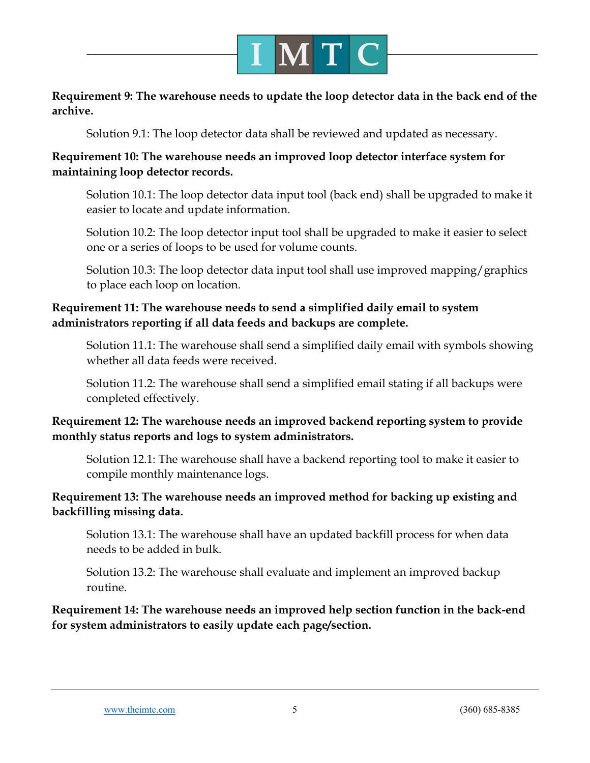**Requirement 9: The warehouse needs to update the loop detector data in the back end of the archive.**

Solution 9.1: The loop detector data shall be reviewed and updated as necessary.

**Requirement 10: The warehouse needs an improved loop detector interface system for maintaining loop detector records.**

Solution 10.1: The loop detector data input tool (back end) shall be upgraded to make it easier to locate and update information.

Solution 10.2: The loop detector input tool shall be upgraded to make it easier to select one or a series of loops to be used for volume counts.

Solution 10.3: The loop detector data input tool shall use improved mapping/graphics to place each loop on location.

**Requirement 11: The warehouse needs to send a simplified daily email to system administrators reporting if all data feeds and backups are complete.**

Solution 11.1: The warehouse shall send a simplified daily email with symbols showing whether all data feeds were received.

Solution 11.2: The warehouse shall send a simplified email stating if all backups were completed effectively.

**Requirement 12: The warehouse needs an improved backend reporting system to provide monthly status reports and logs to system administrators.**

Solution 12.1: The warehouse shall have a backend reporting tool to make it easier to compile monthly maintenance logs.

**Requirement 13: The warehouse needs an improved method for backing up existing and backfilling missing data.**

Solution 13.1: The warehouse shall have an updated backfill process for when data needs to be added in bulk.

Solution 13.2: The warehouse shall evaluate and implement an improved backup routine.

**Requirement 14: The warehouse needs an improved help section function in the back-end for system administrators to easily update each page/section.**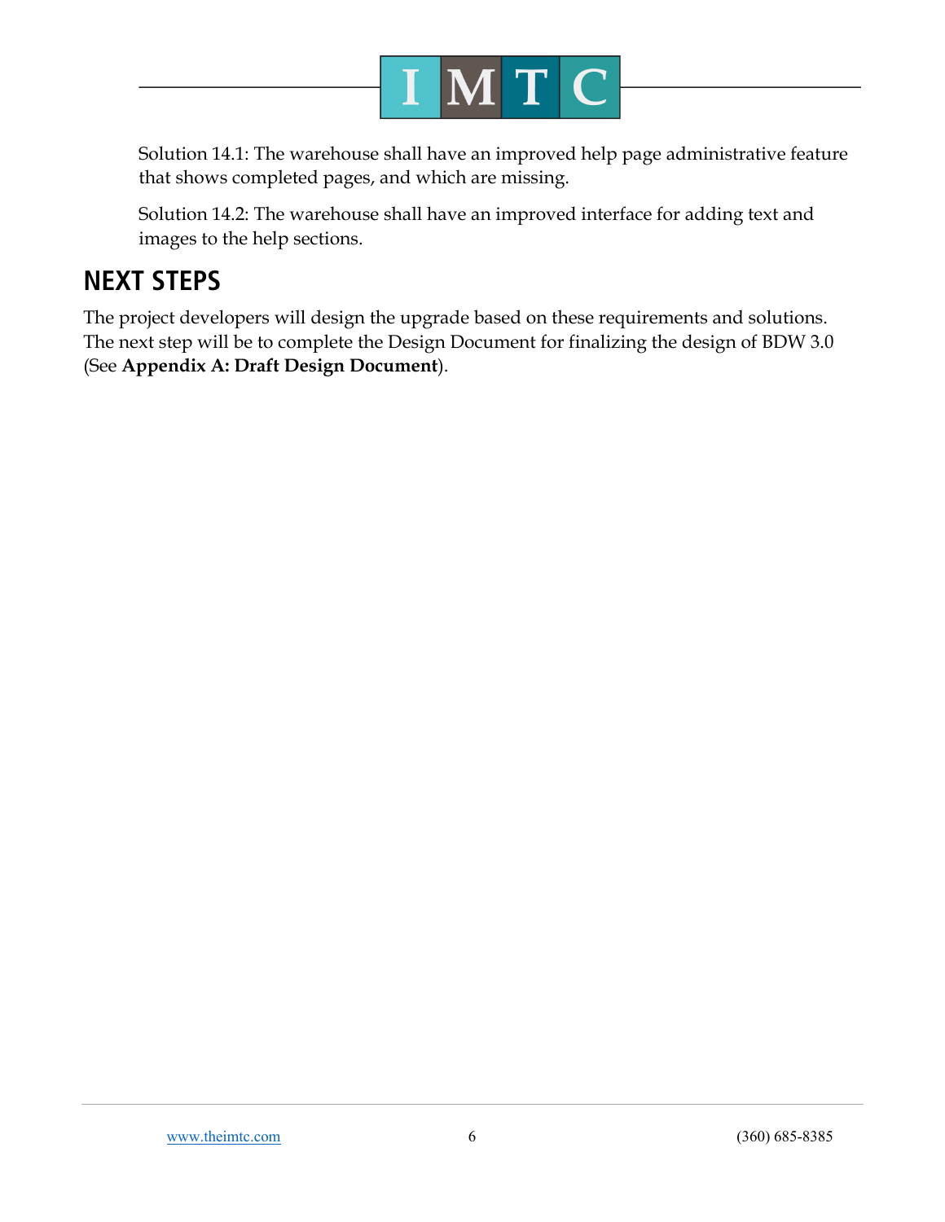Solution 14.1: The warehouse shall have an improved help page administrative feature that shows completed pages, and which are missing.

Solution 14.2: The warehouse shall have an improved interface for adding text and images to the help sections.

## NEXT STEPS

The project developers will design the upgrade based on these requirements and solutions. The next step will be to complete the Design Document for finalizing the design of BDW 3.0 (See **Appendix A: Draft Design Document**).